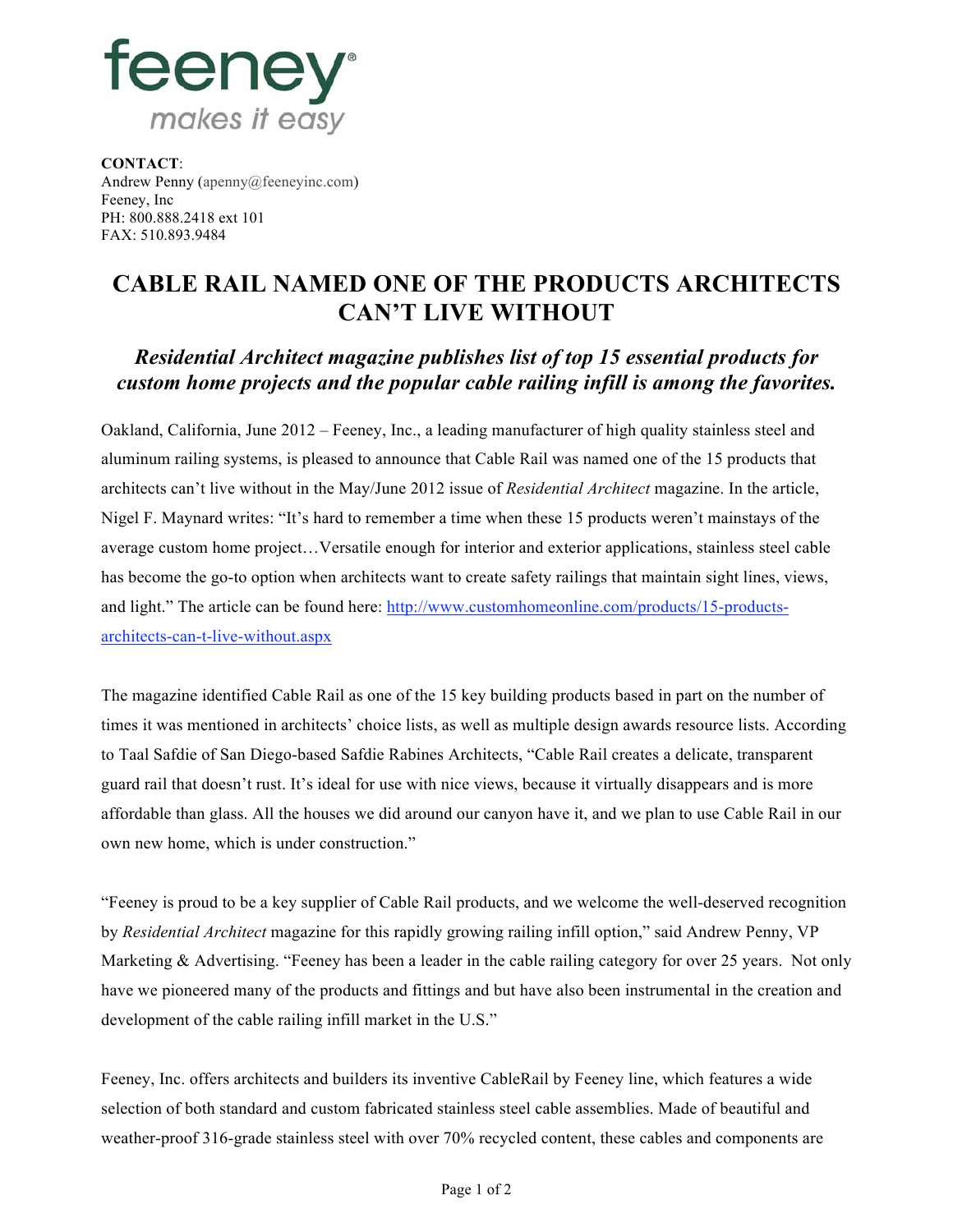feeney
makes it easy

**CONTACT**:
Andrew Penny (apenny@feeneyinc.com)
Feeney, Inc
PH: 800.888.2418 ext 101
FAX: 510.893.9484

# CABLE RAIL NAMED ONE OF THE PRODUCTS ARCHITECTS CAN'T LIVE WITHOUT

## *Residential Architect magazine publishes list of top 15 essential products for custom home projects and the popular cable railing infill is among the favorites.*

Oakland, California, June 2012 – Feeney, Inc., a leading manufacturer of high quality stainless steel and aluminum railing systems, is pleased to announce that Cable Rail was named one of the 15 products that architects can't live without in the May/June 2012 issue of *Residential Architect* magazine. In the article, Nigel F. Maynard writes: "It's hard to remember a time when these 15 products weren't mainstays of the average custom home project…Versatile enough for interior and exterior applications, stainless steel cable has become the go-to option when architects want to create safety railings that maintain sight lines, views, and light." The article can be found here: [http://www.customhomeonline.com/products/15-products-architects-can-t-live-without.aspx](http://www.customhomeonline.com/products/15-products-architects-can-t-live-without.aspx)

The magazine identified Cable Rail as one of the 15 key building products based in part on the number of times it was mentioned in architects' choice lists, as well as multiple design awards resource lists. According to Taal Safdie of San Diego-based Safdie Rabines Architects, "Cable Rail creates a delicate, transparent guard rail that doesn't rust. It's ideal for use with nice views, because it virtually disappears and is more affordable than glass. All the houses we did around our canyon have it, and we plan to use Cable Rail in our own new home, which is under construction."

"Feeney is proud to be a key supplier of Cable Rail products, and we welcome the well-deserved recognition by *Residential Architect* magazine for this rapidly growing railing infill option," said Andrew Penny, VP Marketing & Advertising. "Feeney has been a leader in the cable railing category for over 25 years. Not only have we pioneered many of the products and fittings and but have also been instrumental in the creation and development of the cable railing infill market in the U.S."

Feeney, Inc. offers architects and builders its inventive CableRail by Feeney line, which features a wide selection of both standard and custom fabricated stainless steel cable assemblies. Made of beautiful and weather-proof 316-grade stainless steel with over 70% recycled content, these cables and components are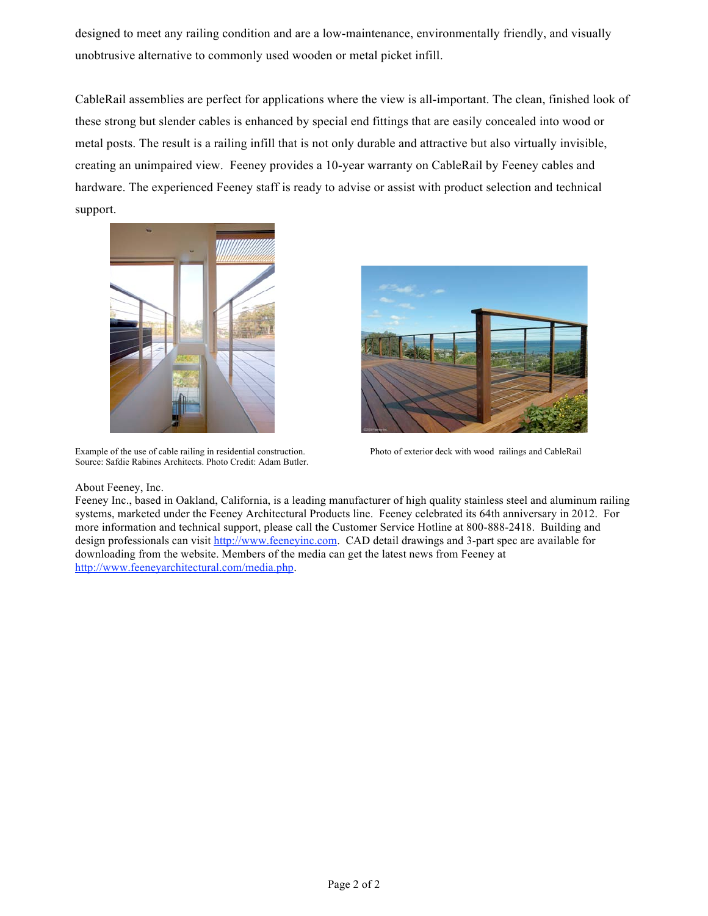designed to meet any railing condition and are a low-maintenance, environmentally friendly, and visually unobtrusive alternative to commonly used wooden or metal picket infill.

CableRail assemblies are perfect for applications where the view is all-important. The clean, finished look of these strong but slender cables is enhanced by special end fittings that are easily concealed into wood or metal posts. The result is a railing infill that is not only durable and attractive but also virtually invisible, creating an unimpaired view. Feeney provides a 10-year warranty on CableRail by Feeney cables and hardware. The experienced Feeney staff is ready to advise or assist with product selection and technical support.

Example of the use of cable railing in residential construction. Source: Safdie Rabines Architects. Photo Credit: Adam Butler.

Photo of exterior deck with wood railings and CableRail

About Feeney, Inc.
Feeney Inc., based in Oakland, California, is a leading manufacturer of high quality stainless steel and aluminum railing systems, marketed under the Feeney Architectural Products line. Feeney celebrated its 64th anniversary in 2012. For more information and technical support, please call the Customer Service Hotline at 800-888-2418. Building and design professionals can visit http://www.feeneyinc.com. CAD detail drawings and 3-part spec are available for downloading from the website. Members of the media can get the latest news from Feeney at http://www.feeneyarchitectural.com/media.php.